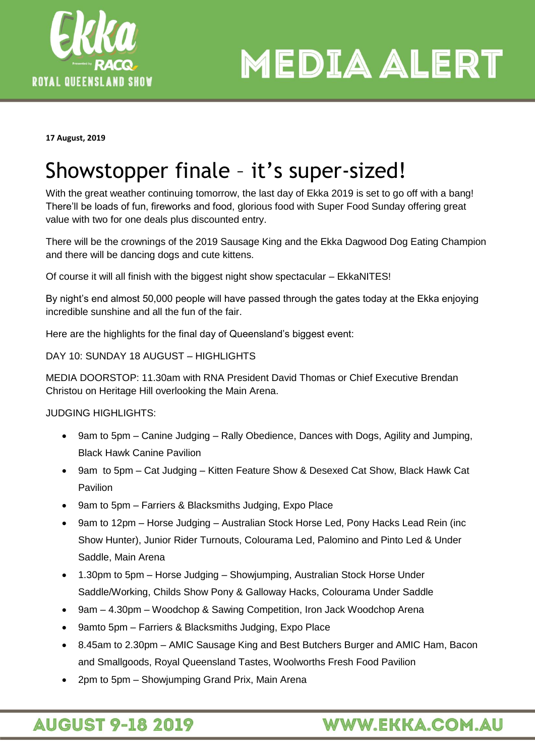# MEDIA ALERT

**17 August, 2019**

# Showstopper finale – it's super-sized!

With the great weather continuing tomorrow, the last day of Ekka 2019 is set to go off with a bang! There'll be loads of fun, fireworks and food, glorious food with Super Food Sunday offering great value with two for one deals plus discounted entry.

There will be the crownings of the 2019 Sausage King and the Ekka Dagwood Dog Eating Champion and there will be dancing dogs and cute kittens.

Of course it will all finish with the biggest night show spectacular – EkkaNITES!

By night's end almost 50,000 people will have passed through the gates today at the Ekka enjoying incredible sunshine and all the fun of the fair.

Here are the highlights for the final day of Queensland's biggest event:

DAY 10: SUNDAY 18 AUGUST – HIGHLIGHTS

MEDIA DOORSTOP: 11.30am with RNA President David Thomas or Chief Executive Brendan Christou on Heritage Hill overlooking the Main Arena.

JUDGING HIGHLIGHTS:

- 9am to 5pm – Canine Judging – Rally Obedience, Dances with Dogs, Agility and Jumping, Black Hawk Canine Pavilion
- 9am  to 5pm – Cat Judging – Kitten Feature Show & Desexed Cat Show, Black Hawk Cat Pavilion
- 9am to 5pm – Farriers & Blacksmiths Judging, Expo Place
- 9am to 12pm – Horse Judging – Australian Stock Horse Led, Pony Hacks Lead Rein (inc Show Hunter), Junior Rider Turnouts, Colourama Led, Palomino and Pinto Led & Under Saddle, Main Arena
- 1.30pm to 5pm – Horse Judging – Showjumping, Australian Stock Horse Under Saddle/Working, Childs Show Pony & Galloway Hacks, Colourama Under Saddle
- 9am – 4.30pm – Woodchop & Sawing Competition, Iron Jack Woodchop Arena
- 9amto 5pm – Farriers & Blacksmiths Judging, Expo Place
- 8.45am to 2.30pm – AMIC Sausage King and Best Butchers Burger and AMIC Ham, Bacon and Smallgoods, Royal Queensland Tastes, Woolworths Fresh Food Pavilion
- 2pm to 5pm – Showjumping Grand Prix, Main Arena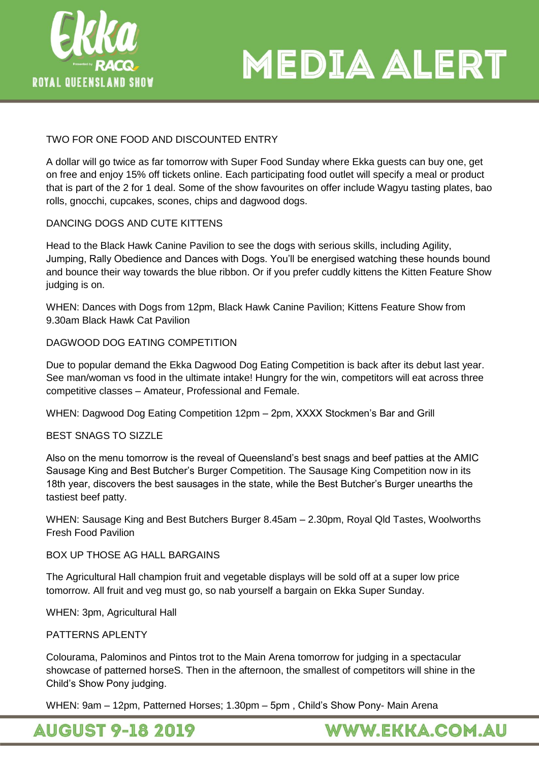## TWO FOR ONE FOOD AND DISCOUNTED ENTRY

A dollar will go twice as far tomorrow with Super Food Sunday where Ekka guests can buy one, get on free and enjoy 15% off tickets online. Each participating food outlet will specify a meal or product that is part of the 2 for 1 deal. Some of the show favourites on offer include Wagyu tasting plates, bao rolls, gnocchi, cupcakes, scones, chips and dagwood dogs.

## DANCING DOGS AND CUTE KITTENS

Head to the Black Hawk Canine Pavilion to see the dogs with serious skills, including Agility, Jumping, Rally Obedience and Dances with Dogs. You'll be energised watching these hounds bound and bounce their way towards the blue ribbon. Or if you prefer cuddly kittens the Kitten Feature Show judging is on.

WHEN: Dances with Dogs from 12pm, Black Hawk Canine Pavilion; Kittens Feature Show from 9.30am Black Hawk Cat Pavilion

## DAGWOOD DOG EATING COMPETITION

Due to popular demand the Ekka Dagwood Dog Eating Competition is back after its debut last year. See man/woman vs food in the ultimate intake! Hungry for the win, competitors will eat across three competitive classes – Amateur, Professional and Female.

WHEN: Dagwood Dog Eating Competition 12pm – 2pm, XXXX Stockmen's Bar and Grill

## BEST SNAGS TO SIZZLE

Also on the menu tomorrow is the reveal of Queensland's best snags and beef patties at the AMIC Sausage King and Best Butcher's Burger Competition. The Sausage King Competition now in its 18th year, discovers the best sausages in the state, while the Best Butcher's Burger unearths the tastiest beef patty.

WHEN: Sausage King and Best Butchers Burger 8.45am – 2.30pm, Royal Qld Tastes, Woolworths Fresh Food Pavilion

## BOX UP THOSE AG HALL BARGAINS

The Agricultural Hall champion fruit and vegetable displays will be sold off at a super low price tomorrow. All fruit and veg must go, so nab yourself a bargain on Ekka Super Sunday.

WHEN: 3pm, Agricultural Hall

## PATTERNS APLENTY

Colourama, Palominos and Pintos trot to the Main Arena tomorrow for judging in a spectacular showcase of patterned horseS. Then in the afternoon, the smallest competitors will shine in the Child's Show Pony judging.

WHEN: 9am – 12pm, Patterned Horses; 1.30pm – 5pm , Child's Show Pony- Main Arena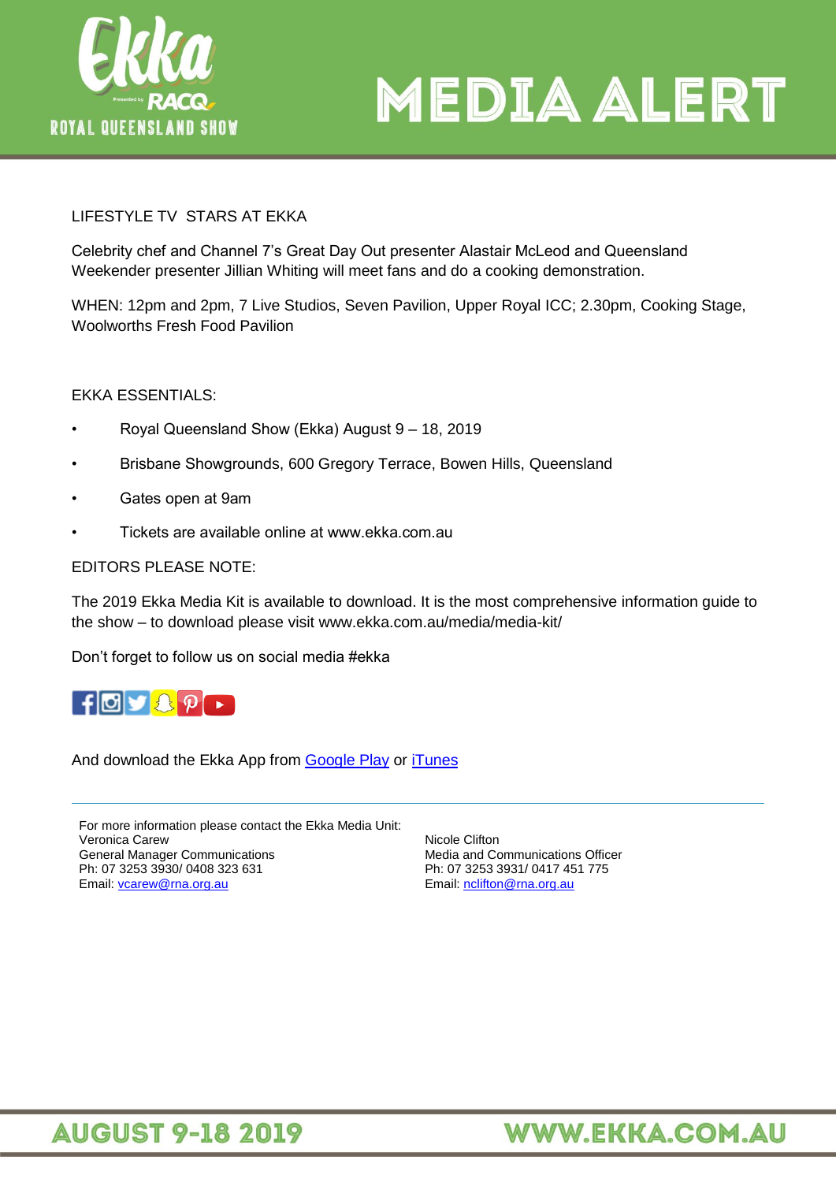# MEDIA ALERT

LIFESTYLE TV STARS AT EKKA

Celebrity chef and Channel 7's Great Day Out presenter Alastair McLeod and Queensland Weekender presenter Jillian Whiting will meet fans and do a cooking demonstration.

WHEN: 12pm and 2pm, 7 Live Studios, Seven Pavilion, Upper Royal ICC; 2.30pm, Cooking Stage, Woolworths Fresh Food Pavilion

EKKA ESSENTIALS:

- Royal Queensland Show (Ekka) August 9 – 18, 2019
- Brisbane Showgrounds, 600 Gregory Terrace, Bowen Hills, Queensland
- Gates open at 9am
- Tickets are available online at www.ekka.com.au

EDITORS PLEASE NOTE:

The 2019 Ekka Media Kit is available to download. It is the most comprehensive information guide to the show – to download please visit www.ekka.com.au/media/media-kit/

Don't forget to follow us on social media #ekka

And download the Ekka App from Google Play or iTunes

---

For more information please contact the Ekka Media Unit:

Veronica Carew
General Manager Communications
Ph: 07 3253 3930/ 0408 323 631
Email: vcarew@rna.org.au

Nicole Clifton
Media and Communications Officer
Ph: 07 3253 3931/ 0417 451 775
Email: nclifton@rna.org.au